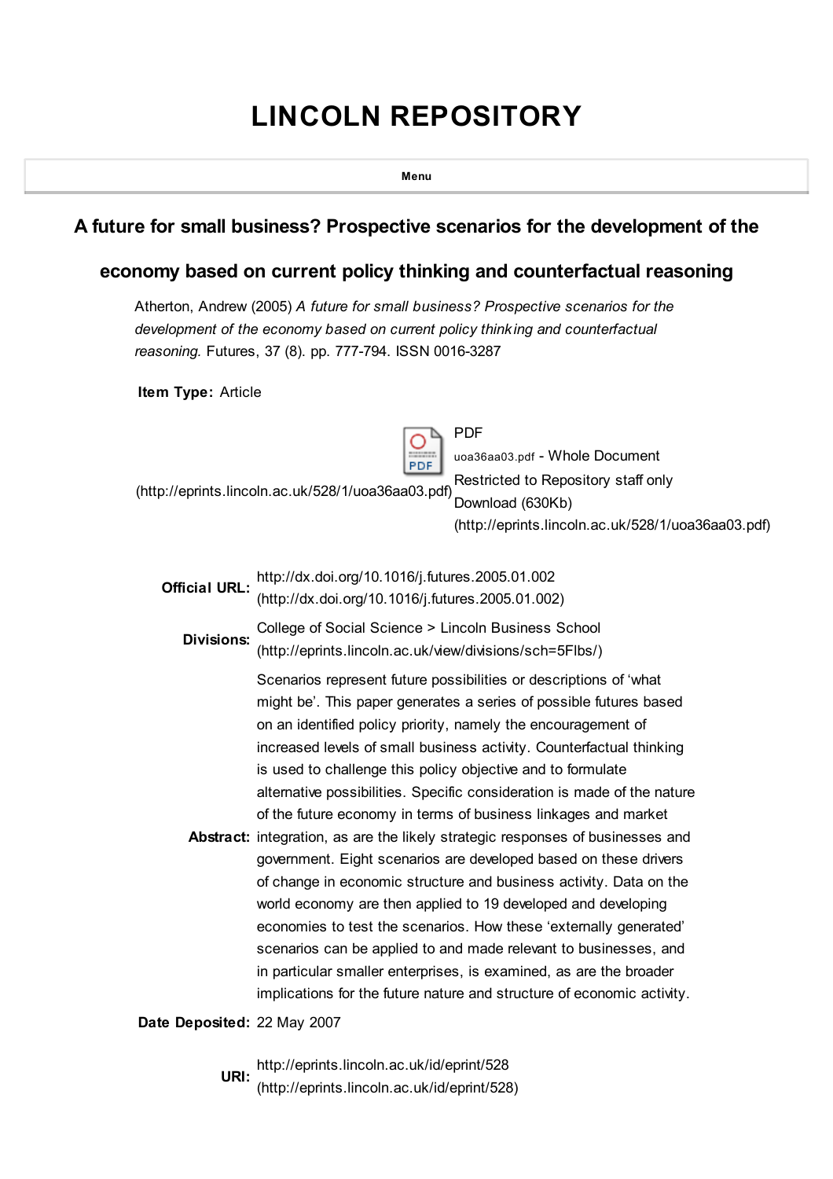# LINCOLN REPOSITORY

Menu

## A future for small business? Prospective scenarios for the development of the economy based on current policy thinking and counterfactual reasoning

Atherton, Andrew (2005) *A future for small business? Prospective scenarios for the development of the economy based on current policy thinking and counterfactual reasoning.* Futures, 37 (8). pp. 777-794. ISSN 0016-3287

**Item Type:** Article

(http://eprints.lincoln.ac.uk/528/1/uoa36aa03.pdf) PDF
uoa36aa03.pdf - Whole Document
Restricted to Repository staff only
Download (630Kb)
(http://eprints.lincoln.ac.uk/528/1/uoa36aa03.pdf)

**Official URL:** http://dx.doi.org/10.1016/j.futures.2005.01.002 (http://dx.doi.org/10.1016/j.futures.2005.01.002)

**Divisions:** College of Social Science > Lincoln Business School (http://eprints.lincoln.ac.uk/view/divisions/sch=5Flbs/)

**Abstract:** Scenarios represent future possibilities or descriptions of 'what might be'. This paper generates a series of possible futures based on an identified policy priority, namely the encouragement of increased levels of small business activity. Counterfactual thinking is used to challenge this policy objective and to formulate alternative possibilities. Specific consideration is made of the nature of the future economy in terms of business linkages and market integration, as are the likely strategic responses of businesses and government. Eight scenarios are developed based on these drivers of change in economic structure and business activity. Data on the world economy are then applied to 19 developed and developing economies to test the scenarios. How these 'externally generated' scenarios can be applied to and made relevant to businesses, and in particular smaller enterprises, is examined, as are the broader implications for the future nature and structure of economic activity.

**Date Deposited:** 22 May 2007

**URI:** http://eprints.lincoln.ac.uk/id/eprint/528 (http://eprints.lincoln.ac.uk/id/eprint/528)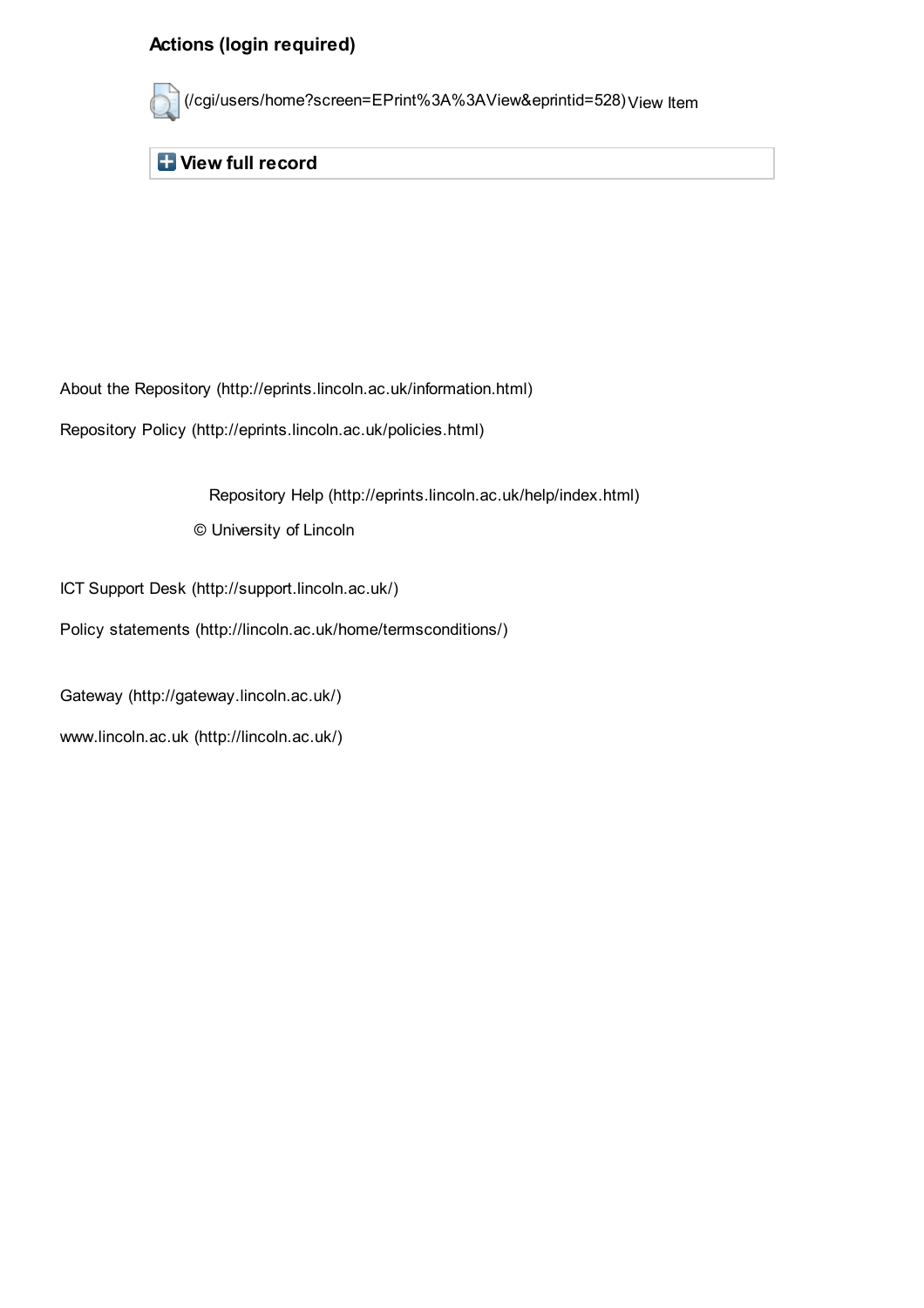### Actions (login required)

(/cgi/users/home?screen=EPrint%3A%3AView&eprintid=528) View Item

**View full record**

About the Repository (http://eprints.lincoln.ac.uk/information.html)

Repository Policy (http://eprints.lincoln.ac.uk/policies.html)

Repository Help (http://eprints.lincoln.ac.uk/help/index.html)

© University of Lincoln

ICT Support Desk (http://support.lincoln.ac.uk/)

Policy statements (http://lincoln.ac.uk/home/termsconditions/)

Gateway (http://gateway.lincoln.ac.uk/)

www.lincoln.ac.uk (http://lincoln.ac.uk/)